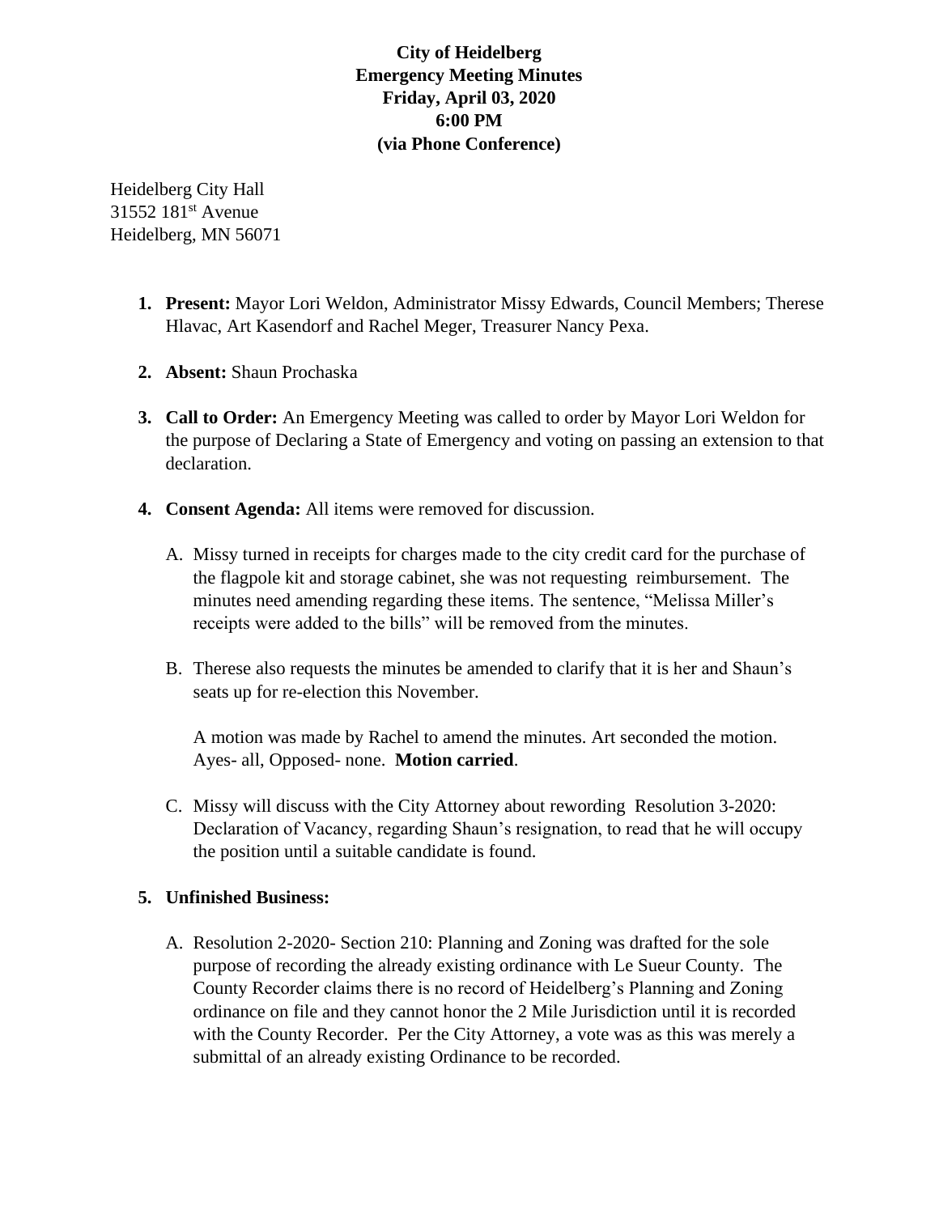**City of Heidelberg**
**Emergency Meeting Minutes**
**Friday, April 03, 2020**
**6:00 PM**
**(via Phone Conference)**

Heidelberg City Hall
31552 181st Avenue
Heidelberg, MN 56071

1. **Present:** Mayor Lori Weldon, Administrator Missy Edwards, Council Members; Therese Hlavac, Art Kasendorf and Rachel Meger, Treasurer Nancy Pexa.

2. **Absent:** Shaun Prochaska

3. **Call to Order:** An Emergency Meeting was called to order by Mayor Lori Weldon for the purpose of Declaring a State of Emergency and voting on passing an extension to that declaration.

4. **Consent Agenda:** All items were removed for discussion.

   A. Missy turned in receipts for charges made to the city credit card for the purchase of the flagpole kit and storage cabinet, she was not requesting reimbursement. The minutes need amending regarding these items. The sentence, "Melissa Miller's receipts were added to the bills" will be removed from the minutes.

   B. Therese also requests the minutes be amended to clarify that it is her and Shaun's seats up for re-election this November.

   A motion was made by Rachel to amend the minutes. Art seconded the motion. Ayes- all, Opposed- none. **Motion carried**.

   C. Missy will discuss with the City Attorney about rewording Resolution 3-2020: Declaration of Vacancy, regarding Shaun's resignation, to read that he will occupy the position until a suitable candidate is found.

5. **Unfinished Business:**

   A. Resolution 2-2020- Section 210: Planning and Zoning was drafted for the sole purpose of recording the already existing ordinance with Le Sueur County. The County Recorder claims there is no record of Heidelberg's Planning and Zoning ordinance on file and they cannot honor the 2 Mile Jurisdiction until it is recorded with the County Recorder. Per the City Attorney, a vote was as this was merely a submittal of an already existing Ordinance to be recorded.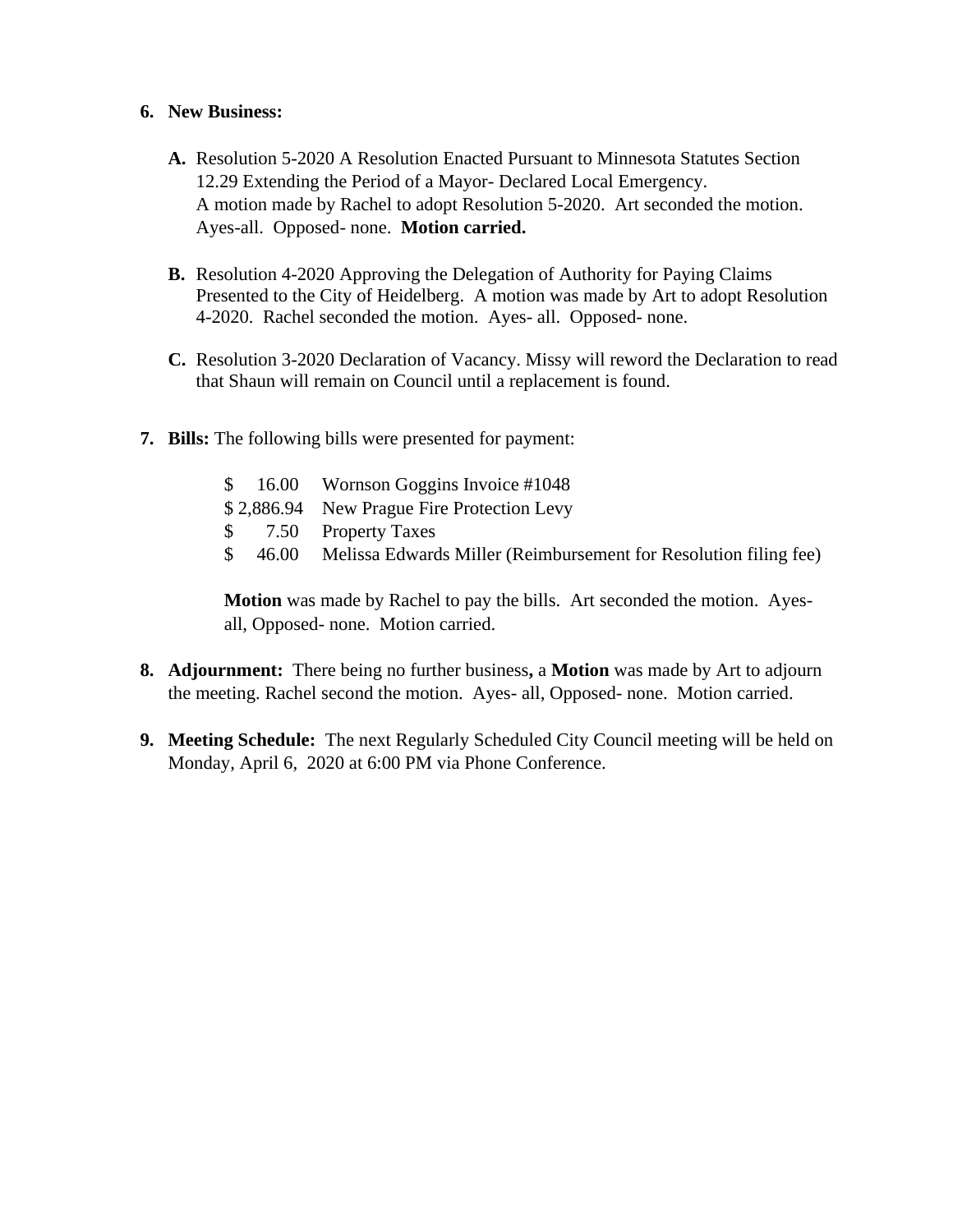6. **New Business:**

   **A.** Resolution 5-2020 A Resolution Enacted Pursuant to Minnesota Statutes Section 12.29 Extending the Period of a Mayor- Declared Local Emergency.
   A motion made by Rachel to adopt Resolution 5-2020. Art seconded the motion. Ayes-all. Opposed- none. **Motion carried.**

   **B.** Resolution 4-2020 Approving the Delegation of Authority for Paying Claims Presented to the City of Heidelberg. A motion was made by Art to adopt Resolution 4-2020. Rachel seconded the motion. Ayes- all. Opposed- none.

   **C.** Resolution 3-2020 Declaration of Vacancy. Missy will reword the Declaration to read that Shaun will remain on Council until a replacement is found.

7. **Bills:** The following bills were presented for payment:

   | | |
   |---|---|
   | $ 16.00 | Wornson Goggins Invoice #1048 |
   | $ 2,886.94 | New Prague Fire Protection Levy |
   | $ 7.50 | Property Taxes |
   | $ 46.00 | Melissa Edwards Miller (Reimbursement for Resolution filing fee) |

   **Motion** was made by Rachel to pay the bills. Art seconded the motion. Ayes-all, Opposed- none. Motion carried.

8. **Adjournment:** There being no further business**,** a **Motion** was made by Art to adjourn the meeting. Rachel second the motion. Ayes- all, Opposed- none. Motion carried.

9. **Meeting Schedule:** The next Regularly Scheduled City Council meeting will be held on Monday, April 6, 2020 at 6:00 PM via Phone Conference.